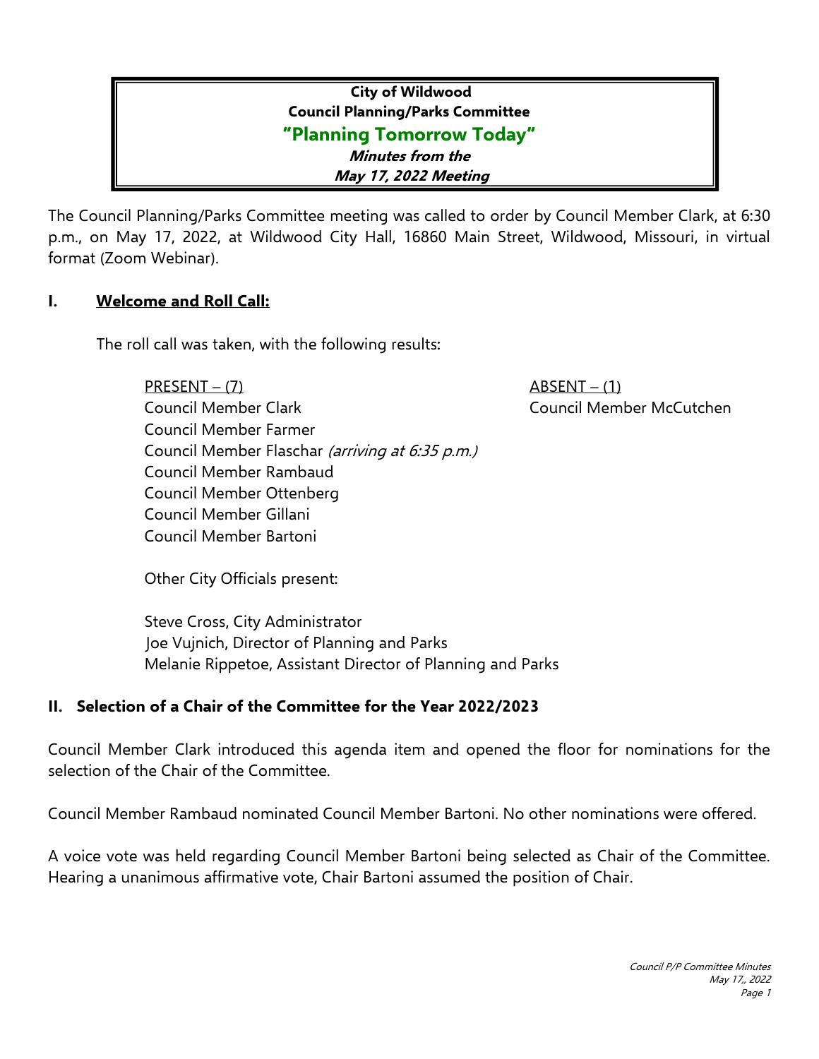**City of Wildwood**
**Council Planning/Parks Committee**
**"Planning Tomorrow Today"**
***Minutes from the***
***May 17, 2022 Meeting***

The Council Planning/Parks Committee meeting was called to order by Council Member Clark, at 6:30 p.m., on May 17, 2022, at Wildwood City Hall, 16860 Main Street, Wildwood, Missouri, in virtual format (Zoom Webinar).

## I. Welcome and Roll Call:

The roll call was taken, with the following results:

PRESENT – (7)
Council Member Clark
Council Member Farmer
Council Member Flaschar *(arriving at 6:35 p.m.)*
Council Member Rambaud
Council Member Ottenberg
Council Member Gillani
Council Member Bartoni

ABSENT – (1)
Council Member McCutchen

Other City Officials present:

Steve Cross, City Administrator
Joe Vujnich, Director of Planning and Parks
Melanie Rippetoe, Assistant Director of Planning and Parks

## II. Selection of a Chair of the Committee for the Year 2022/2023

Council Member Clark introduced this agenda item and opened the floor for nominations for the selection of the Chair of the Committee.

Council Member Rambaud nominated Council Member Bartoni. No other nominations were offered.

A voice vote was held regarding Council Member Bartoni being selected as Chair of the Committee. Hearing a unanimous affirmative vote, Chair Bartoni assumed the position of Chair.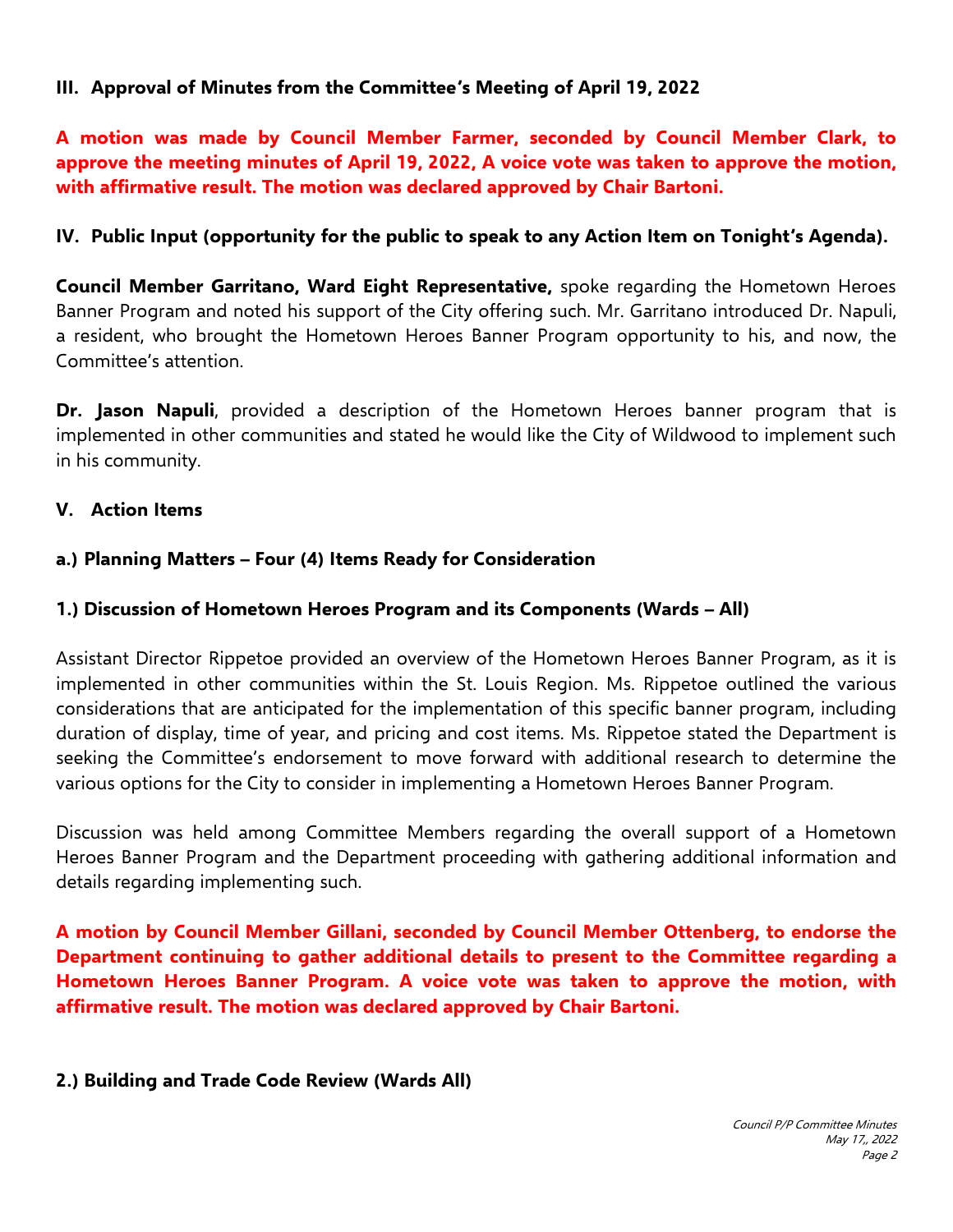### III. Approval of Minutes from the Committee's Meeting of April 19, 2022

**A motion was made by Council Member Farmer, seconded by Council Member Clark, to approve the meeting minutes of April 19, 2022, A voice vote was taken to approve the motion, with affirmative result. The motion was declared approved by Chair Bartoni.**

### IV. Public Input (opportunity for the public to speak to any Action Item on Tonight's Agenda).

**Council Member Garritano, Ward Eight Representative,** spoke regarding the Hometown Heroes Banner Program and noted his support of the City offering such. Mr. Garritano introduced Dr. Napuli, a resident, who brought the Hometown Heroes Banner Program opportunity to his, and now, the Committee's attention.

**Dr. Jason Napuli**, provided a description of the Hometown Heroes banner program that is implemented in other communities and stated he would like the City of Wildwood to implement such in his community.

### V. Action Items

#### a.) Planning Matters – Four (4) Items Ready for Consideration

#### 1.) Discussion of Hometown Heroes Program and its Components (Wards – All)

Assistant Director Rippetoe provided an overview of the Hometown Heroes Banner Program, as it is implemented in other communities within the St. Louis Region. Ms. Rippetoe outlined the various considerations that are anticipated for the implementation of this specific banner program, including duration of display, time of year, and pricing and cost items. Ms. Rippetoe stated the Department is seeking the Committee's endorsement to move forward with additional research to determine the various options for the City to consider in implementing a Hometown Heroes Banner Program.

Discussion was held among Committee Members regarding the overall support of a Hometown Heroes Banner Program and the Department proceeding with gathering additional information and details regarding implementing such.

**A motion by Council Member Gillani, seconded by Council Member Ottenberg, to endorse the Department continuing to gather additional details to present to the Committee regarding a Hometown Heroes Banner Program. A voice vote was taken to approve the motion, with affirmative result. The motion was declared approved by Chair Bartoni.**

#### 2.) Building and Trade Code Review (Wards All)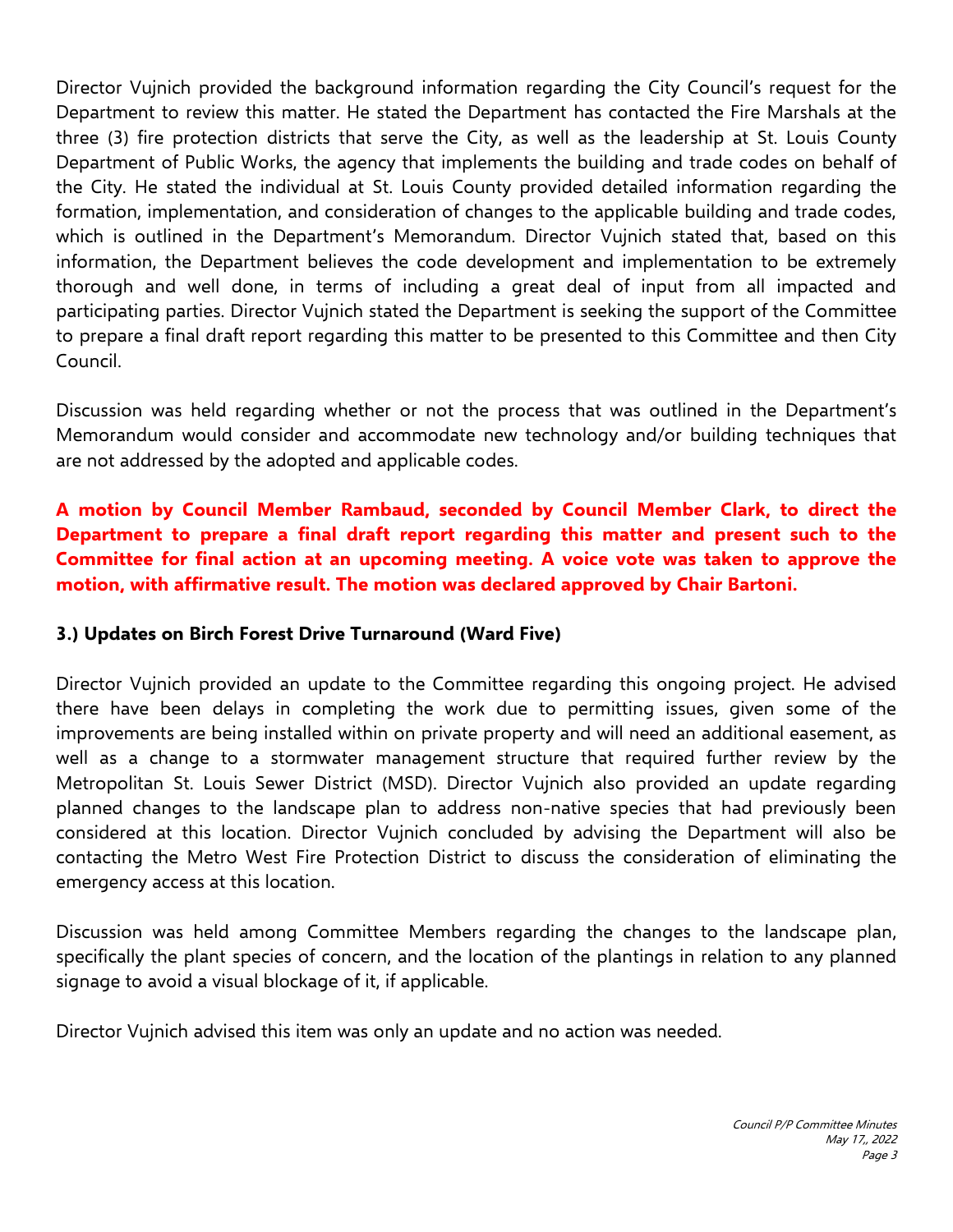Director Vujnich provided the background information regarding the City Council's request for the Department to review this matter. He stated the Department has contacted the Fire Marshals at the three (3) fire protection districts that serve the City, as well as the leadership at St. Louis County Department of Public Works, the agency that implements the building and trade codes on behalf of the City. He stated the individual at St. Louis County provided detailed information regarding the formation, implementation, and consideration of changes to the applicable building and trade codes, which is outlined in the Department's Memorandum. Director Vujnich stated that, based on this information, the Department believes the code development and implementation to be extremely thorough and well done, in terms of including a great deal of input from all impacted and participating parties. Director Vujnich stated the Department is seeking the support of the Committee to prepare a final draft report regarding this matter to be presented to this Committee and then City Council.

Discussion was held regarding whether or not the process that was outlined in the Department's Memorandum would consider and accommodate new technology and/or building techniques that are not addressed by the adopted and applicable codes.

**A motion by Council Member Rambaud, seconded by Council Member Clark, to direct the Department to prepare a final draft report regarding this matter and present such to the Committee for final action at an upcoming meeting. A voice vote was taken to approve the motion, with affirmative result. The motion was declared approved by Chair Bartoni.**

**3.) Updates on Birch Forest Drive Turnaround (Ward Five)**

Director Vujnich provided an update to the Committee regarding this ongoing project. He advised there have been delays in completing the work due to permitting issues, given some of the improvements are being installed within on private property and will need an additional easement, as well as a change to a stormwater management structure that required further review by the Metropolitan St. Louis Sewer District (MSD). Director Vujnich also provided an update regarding planned changes to the landscape plan to address non-native species that had previously been considered at this location. Director Vujnich concluded by advising the Department will also be contacting the Metro West Fire Protection District to discuss the consideration of eliminating the emergency access at this location.

Discussion was held among Committee Members regarding the changes to the landscape plan, specifically the plant species of concern, and the location of the plantings in relation to any planned signage to avoid a visual blockage of it, if applicable.

Director Vujnich advised this item was only an update and no action was needed.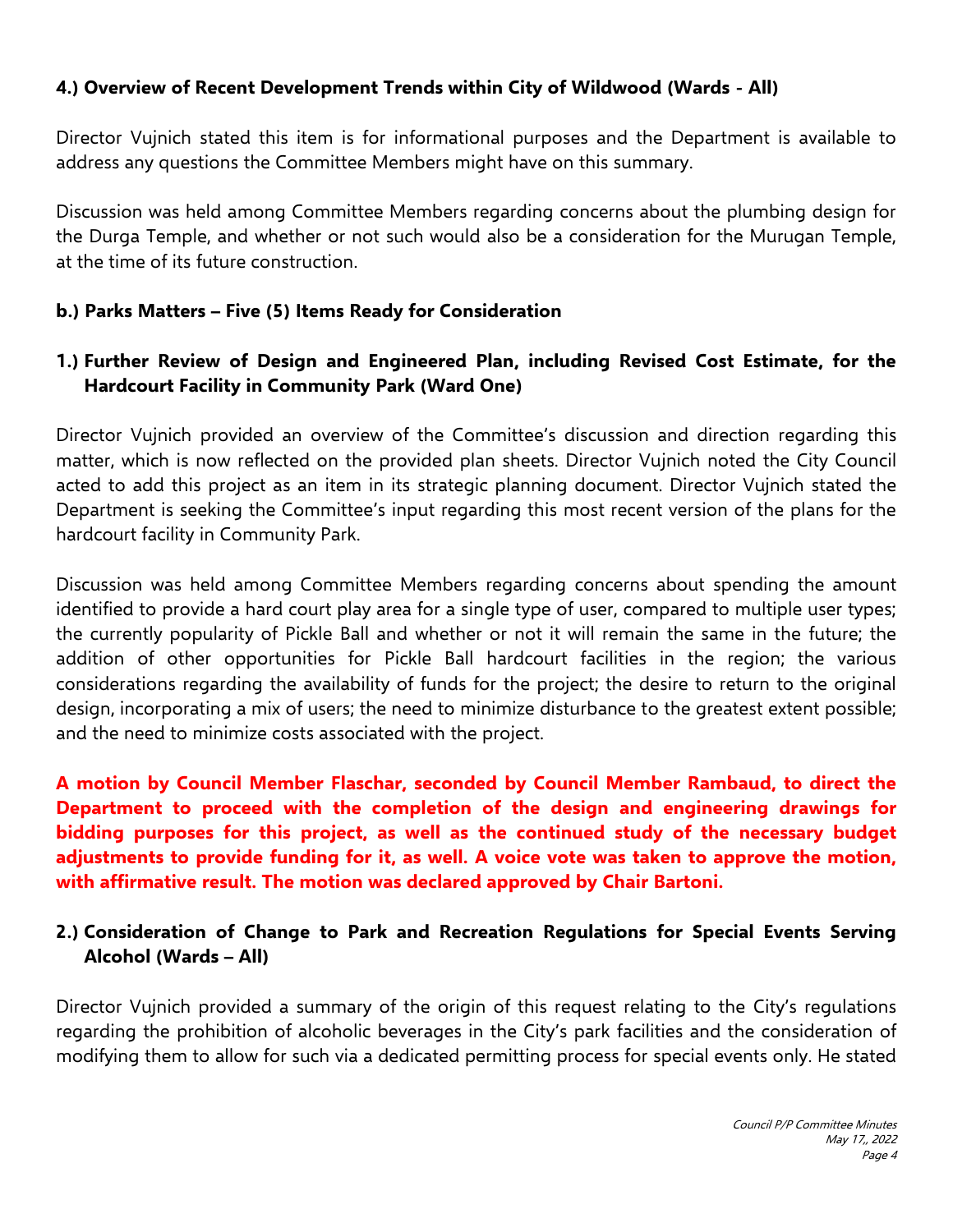**4.) Overview of Recent Development Trends within City of Wildwood (Wards - All)**

Director Vujnich stated this item is for informational purposes and the Department is available to address any questions the Committee Members might have on this summary.

Discussion was held among Committee Members regarding concerns about the plumbing design for the Durga Temple, and whether or not such would also be a consideration for the Murugan Temple, at the time of its future construction.

**b.) Parks Matters – Five (5) Items Ready for Consideration**

**1.) Further Review of Design and Engineered Plan, including Revised Cost Estimate, for the Hardcourt Facility in Community Park (Ward One)**

Director Vujnich provided an overview of the Committee's discussion and direction regarding this matter, which is now reflected on the provided plan sheets. Director Vujnich noted the City Council acted to add this project as an item in its strategic planning document. Director Vujnich stated the Department is seeking the Committee's input regarding this most recent version of the plans for the hardcourt facility in Community Park.

Discussion was held among Committee Members regarding concerns about spending the amount identified to provide a hard court play area for a single type of user, compared to multiple user types; the currently popularity of Pickle Ball and whether or not it will remain the same in the future; the addition of other opportunities for Pickle Ball hardcourt facilities in the region; the various considerations regarding the availability of funds for the project; the desire to return to the original design, incorporating a mix of users; the need to minimize disturbance to the greatest extent possible; and the need to minimize costs associated with the project.

**A motion by Council Member Flaschar, seconded by Council Member Rambaud, to direct the Department to proceed with the completion of the design and engineering drawings for bidding purposes for this project, as well as the continued study of the necessary budget adjustments to provide funding for it, as well. A voice vote was taken to approve the motion, with affirmative result. The motion was declared approved by Chair Bartoni.**

**2.) Consideration of Change to Park and Recreation Regulations for Special Events Serving Alcohol (Wards – All)**

Director Vujnich provided a summary of the origin of this request relating to the City's regulations regarding the prohibition of alcoholic beverages in the City's park facilities and the consideration of modifying them to allow for such via a dedicated permitting process for special events only. He stated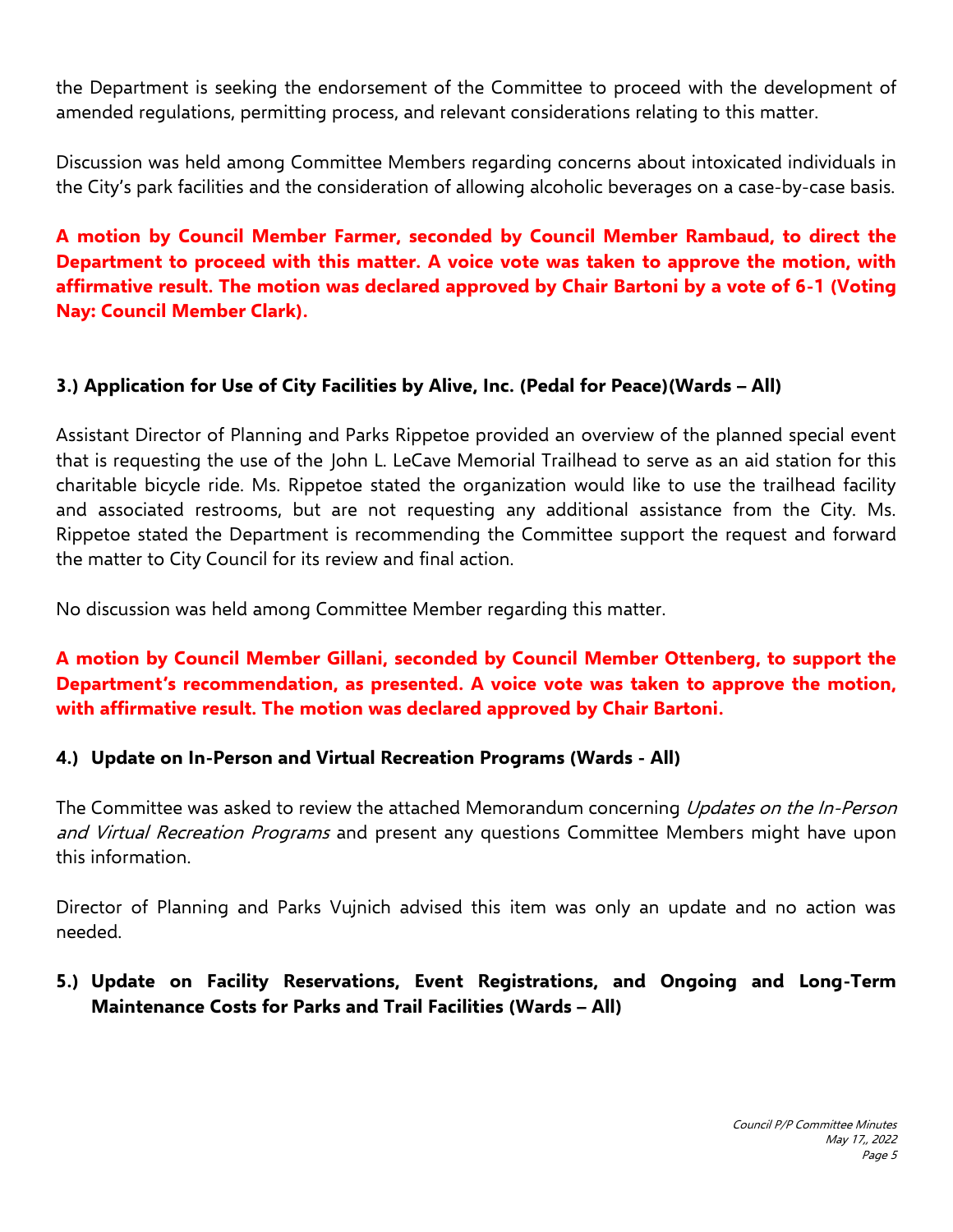the Department is seeking the endorsement of the Committee to proceed with the development of amended regulations, permitting process, and relevant considerations relating to this matter.

Discussion was held among Committee Members regarding concerns about intoxicated individuals in the City's park facilities and the consideration of allowing alcoholic beverages on a case-by-case basis.

**A motion by Council Member Farmer, seconded by Council Member Rambaud, to direct the Department to proceed with this matter. A voice vote was taken to approve the motion, with affirmative result. The motion was declared approved by Chair Bartoni by a vote of 6-1 (Voting Nay: Council Member Clark).**

**3.) Application for Use of City Facilities by Alive, Inc. (Pedal for Peace)(Wards – All)**

Assistant Director of Planning and Parks Rippetoe provided an overview of the planned special event that is requesting the use of the John L. LeCave Memorial Trailhead to serve as an aid station for this charitable bicycle ride. Ms. Rippetoe stated the organization would like to use the trailhead facility and associated restrooms, but are not requesting any additional assistance from the City. Ms. Rippetoe stated the Department is recommending the Committee support the request and forward the matter to City Council for its review and final action.

No discussion was held among Committee Member regarding this matter.

**A motion by Council Member Gillani, seconded by Council Member Ottenberg, to support the Department's recommendation, as presented. A voice vote was taken to approve the motion, with affirmative result. The motion was declared approved by Chair Bartoni.**

**4.) Update on In-Person and Virtual Recreation Programs (Wards - All)**

The Committee was asked to review the attached Memorandum concerning *Updates on the In-Person and Virtual Recreation Programs* and present any questions Committee Members might have upon this information.

Director of Planning and Parks Vujnich advised this item was only an update and no action was needed.

**5.) Update on Facility Reservations, Event Registrations, and Ongoing and Long-Term Maintenance Costs for Parks and Trail Facilities (Wards – All)**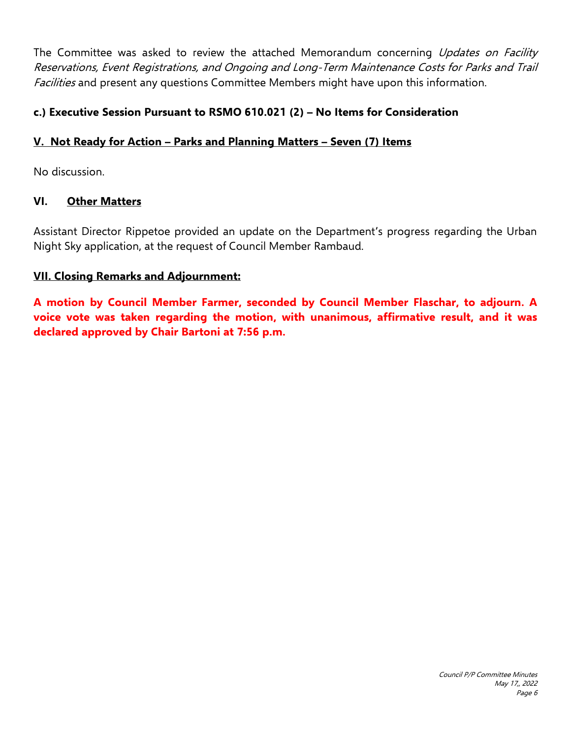The Committee was asked to review the attached Memorandum concerning *Updates on Facility Reservations, Event Registrations, and Ongoing and Long-Term Maintenance Costs for Parks and Trail Facilities* and present any questions Committee Members might have upon this information.

**c.) Executive Session Pursuant to RSMO 610.021 (2) – No Items for Consideration**

## V. Not Ready for Action – Parks and Planning Matters – Seven (7) Items

No discussion.

## VI. Other Matters

Assistant Director Rippetoe provided an update on the Department's progress regarding the Urban Night Sky application, at the request of Council Member Rambaud.

## VII. Closing Remarks and Adjournment:

**A motion by Council Member Farmer, seconded by Council Member Flaschar, to adjourn. A voice vote was taken regarding the motion, with unanimous, affirmative result, and it was declared approved by Chair Bartoni at 7:56 p.m.**